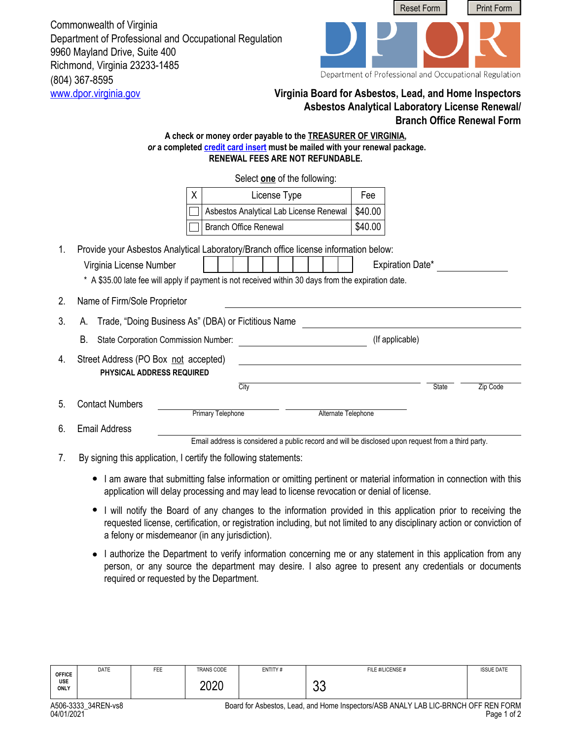Commonwealth of Virginia
Department of Professional and Occupational Regulation
9960 Mayland Drive, Suite 400
Richmond, Virginia 23233-1485
(804) 367-8595
www.dpor.virginia.gov

Department of Professional and Occupational Regulation

# Virginia Board for Asbestos, Lead, and Home Inspectors
## Asbestos Analytical Laboratory License Renewal/ Branch Office Renewal Form

**A check or money order payable to the TREASURER OF VIRGINIA,**
***or* a completed credit card insert must be mailed with your renewal package.**
**RENEWAL FEES ARE NOT REFUNDABLE.**

Select **one** of the following:

| X | License Type | Fee |
|---|---|---|
| ☐ | Asbestos Analytical Lab License Renewal | $40.00 |
| ☐ | Branch Office Renewal | $40.00 |

1. Provide your Asbestos Analytical Laboratory/Branch office license information below:

   Virginia License Number ☐☐☐☐☐☐☐☐☐☐ Expiration Date* ____________

   \* A $35.00 late fee will apply if payment is not received within 30 days from the expiration date.

2. Name of Firm/Sole Proprietor ______________________________

3. A. Trade, "Doing Business As" (DBA) or Fictitious Name ______________________________

   B. State Corporation Commission Number: ______________________________ (If applicable)

4. Street Address (PO Box not accepted) ______________________________
   **PHYSICAL ADDRESS REQUIRED**

   City ______________ State ______ Zip Code ______

5. Contact Numbers ______________ Primary Telephone ______________ Alternate Telephone

6. Email Address ______________________________

   Email address is considered a public record and will be disclosed upon request from a third party.

7. By signing this application, I certify the following statements:
   - I am aware that submitting false information or omitting pertinent or material information in connection with this application will delay processing and may lead to license revocation or denial of license.
   - I will notify the Board of any changes to the information provided in this application prior to receiving the requested license, certification, or registration including, but not limited to any disciplinary action or conviction of a felony or misdemeanor (in any jurisdiction).
   - I authorize the Department to verify information concerning me or any statement in this application from any person, or any source the department may desire. I also agree to present any credentials or documents required or requested by the Department.

| OFFICE USE ONLY | DATE | FEE | TRANS CODE | ENTITY # | FILE #/LICENSE # | ISSUE DATE |
|---|---|---|---|---|---|---|
| | | | 2020 | | 33 | |

A506-3333_34REN-vs8
04/01/2021

Board for Asbestos, Lead, and Home Inspectors/ASB ANALY LAB LIC-BRNCH OFF REN FORM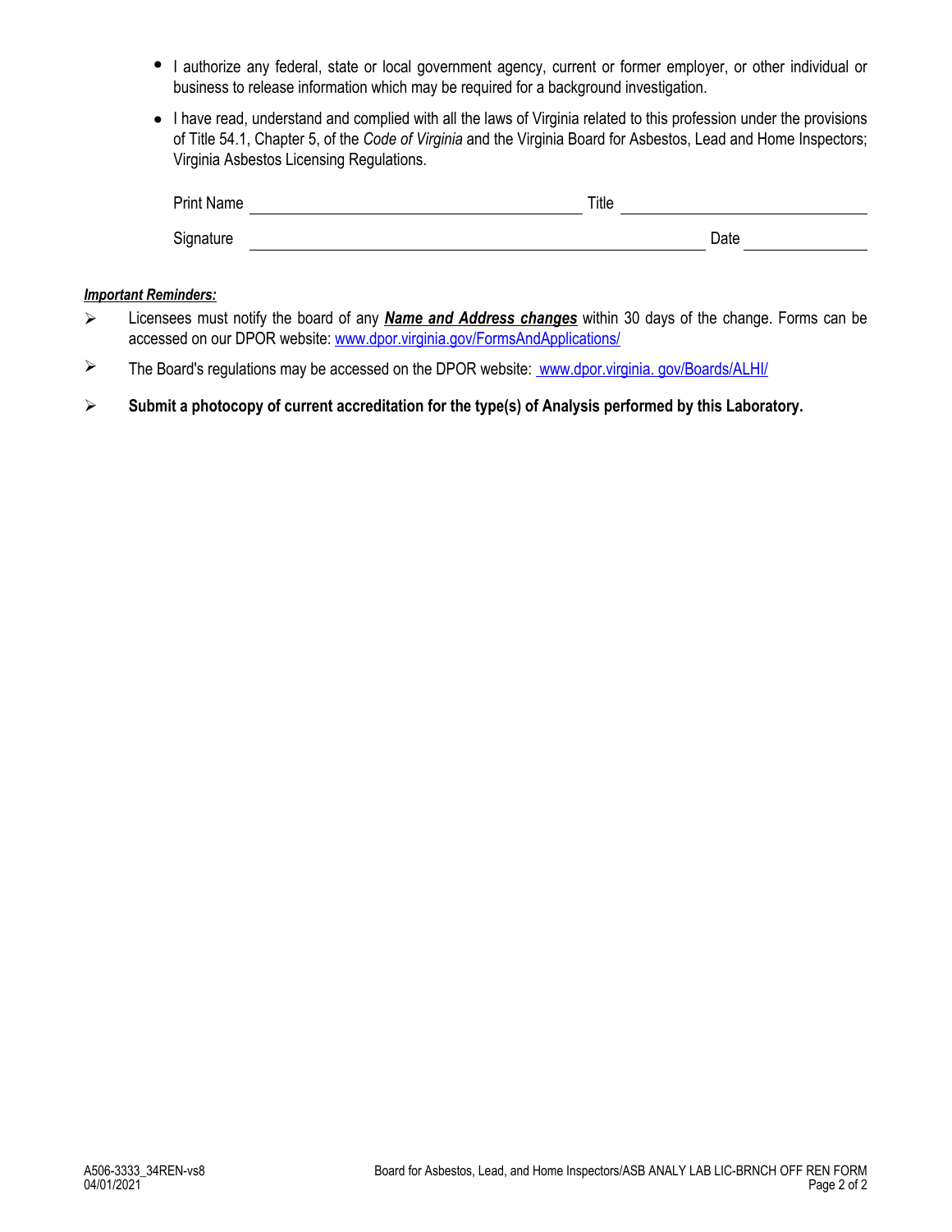- I authorize any federal, state or local government agency, current or former employer, or other individual or business to release information which may be required for a background investigation.
- I have read, understand and complied with all the laws of Virginia related to this profession under the provisions of Title 54.1, Chapter 5, of the *Code of Virginia* and the Virginia Board for Asbestos, Lead and Home Inspectors; Virginia Asbestos Licensing Regulations.

Print Name ______________________________ Title ______________________

Signature ________________________________________ Date ____________

***Important Reminders:***

- Licensees must notify the board of any ***Name and Address changes*** within 30 days of the change. Forms can be accessed on our DPOR website: www.dpor.virginia.gov/FormsAndApplications/
- The Board's regulations may be accessed on the DPOR website: www.dpor.virginia. gov/Boards/ALHI/
- **Submit a photocopy of current accreditation for the type(s) of Analysis performed by this Laboratory.**

A506-3333_34REN-vs8
04/01/2021

Board for Asbestos, Lead, and Home Inspectors/ASB ANALY LAB LIC-BRNCH OFF REN FORM